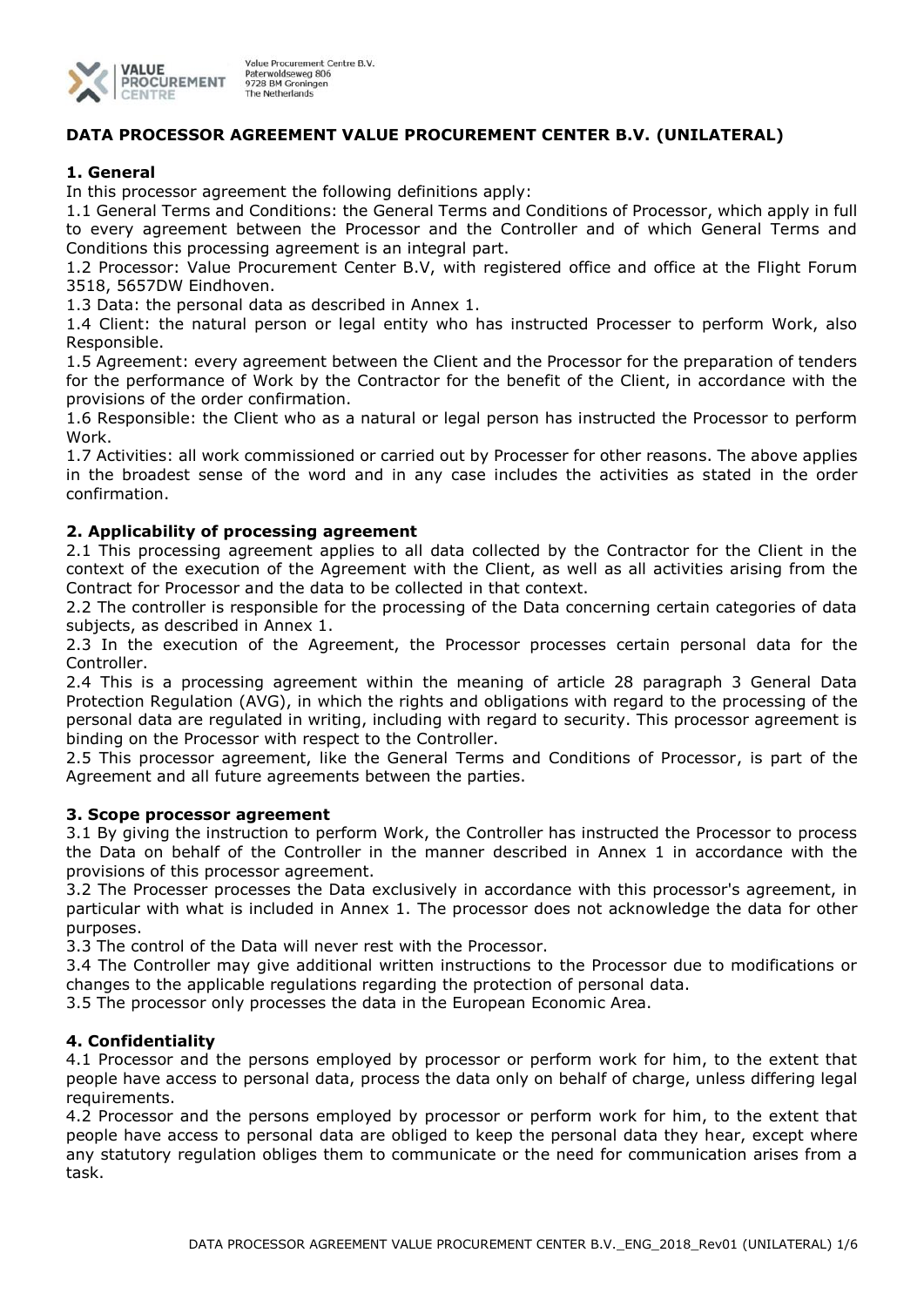Value Procurement Centre B.V.
Paterwoldseweg 806
9728 BM Groningen
The Netherlands

## DATA PROCESSOR AGREEMENT VALUE PROCUREMENT CENTER B.V. (UNILATERAL)

### 1. General

In this processor agreement the following definitions apply:

1.1 General Terms and Conditions: the General Terms and Conditions of Processor, which apply in full to every agreement between the Processor and the Controller and of which General Terms and Conditions this processing agreement is an integral part.

1.2 Processor: Value Procurement Center B.V, with registered office and office at the Flight Forum 3518, 5657DW Eindhoven.

1.3 Data: the personal data as described in Annex 1.

1.4 Client: the natural person or legal entity who has instructed Processer to perform Work, also Responsible.

1.5 Agreement: every agreement between the Client and the Processor for the preparation of tenders for the performance of Work by the Contractor for the benefit of the Client, in accordance with the provisions of the order confirmation.

1.6 Responsible: the Client who as a natural or legal person has instructed the Processor to perform Work.

1.7 Activities: all work commissioned or carried out by Processer for other reasons. The above applies in the broadest sense of the word and in any case includes the activities as stated in the order confirmation.

### 2. Applicability of processing agreement

2.1 This processing agreement applies to all data collected by the Contractor for the Client in the context of the execution of the Agreement with the Client, as well as all activities arising from the Contract for Processor and the data to be collected in that context.

2.2 The controller is responsible for the processing of the Data concerning certain categories of data subjects, as described in Annex 1.

2.3 In the execution of the Agreement, the Processor processes certain personal data for the Controller.

2.4 This is a processing agreement within the meaning of article 28 paragraph 3 General Data Protection Regulation (AVG), in which the rights and obligations with regard to the processing of the personal data are regulated in writing, including with regard to security. This processor agreement is binding on the Processor with respect to the Controller.

2.5 This processor agreement, like the General Terms and Conditions of Processor, is part of the Agreement and all future agreements between the parties.

### 3. Scope processor agreement

3.1 By giving the instruction to perform Work, the Controller has instructed the Processor to process the Data on behalf of the Controller in the manner described in Annex 1 in accordance with the provisions of this processor agreement.

3.2 The Processer processes the Data exclusively in accordance with this processor's agreement, in particular with what is included in Annex 1. The processor does not acknowledge the data for other purposes.

3.3 The control of the Data will never rest with the Processor.

3.4 The Controller may give additional written instructions to the Processor due to modifications or changes to the applicable regulations regarding the protection of personal data.

3.5 The processor only processes the data in the European Economic Area.

### 4. Confidentiality

4.1 Processor and the persons employed by processor or perform work for him, to the extent that people have access to personal data, process the data only on behalf of charge, unless differing legal requirements.

4.2 Processor and the persons employed by processor or perform work for him, to the extent that people have access to personal data are obliged to keep the personal data they hear, except where any statutory regulation obliges them to communicate or the need for communication arises from a task.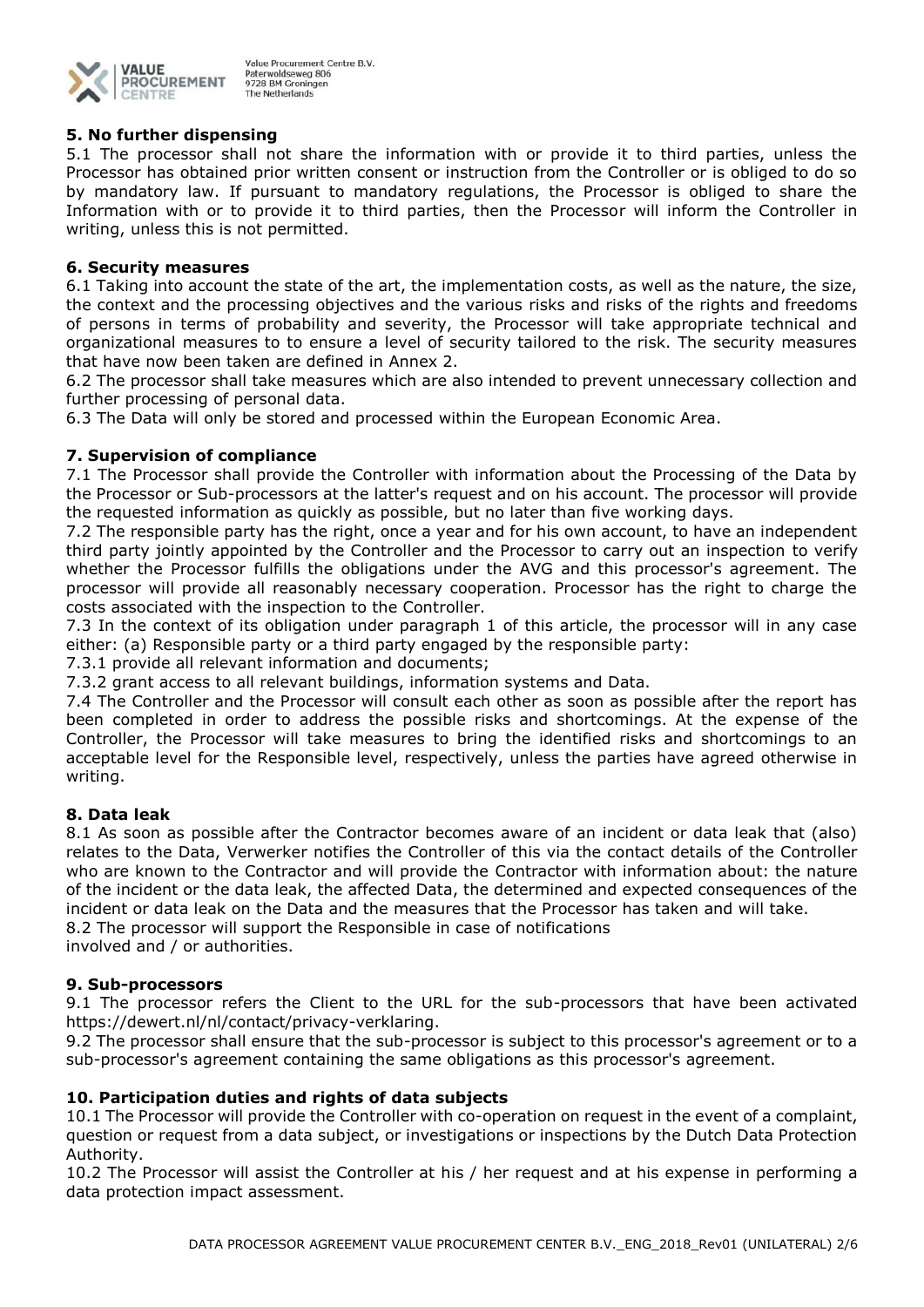## 5. No further dispensing

5.1 The processor shall not share the information with or provide it to third parties, unless the Processor has obtained prior written consent or instruction from the Controller or is obliged to do so by mandatory law. If pursuant to mandatory regulations, the Processor is obliged to share the Information with or to provide it to third parties, then the Processor will inform the Controller in writing, unless this is not permitted.

## 6. Security measures

6.1 Taking into account the state of the art, the implementation costs, as well as the nature, the size, the context and the processing objectives and the various risks and risks of the rights and freedoms of persons in terms of probability and severity, the Processor will take appropriate technical and organizational measures to to ensure a level of security tailored to the risk. The security measures that have now been taken are defined in Annex 2.

6.2 The processor shall take measures which are also intended to prevent unnecessary collection and further processing of personal data.

6.3 The Data will only be stored and processed within the European Economic Area.

## 7. Supervision of compliance

7.1 The Processor shall provide the Controller with information about the Processing of the Data by the Processor or Sub-processors at the latter's request and on his account. The processor will provide the requested information as quickly as possible, but no later than five working days.

7.2 The responsible party has the right, once a year and for his own account, to have an independent third party jointly appointed by the Controller and the Processor to carry out an inspection to verify whether the Processor fulfills the obligations under the AVG and this processor's agreement. The processor will provide all reasonably necessary cooperation. Processor has the right to charge the costs associated with the inspection to the Controller.

7.3 In the context of its obligation under paragraph 1 of this article, the processor will in any case either: (a) Responsible party or a third party engaged by the responsible party:

7.3.1 provide all relevant information and documents;

7.3.2 grant access to all relevant buildings, information systems and Data.

7.4 The Controller and the Processor will consult each other as soon as possible after the report has been completed in order to address the possible risks and shortcomings. At the expense of the Controller, the Processor will take measures to bring the identified risks and shortcomings to an acceptable level for the Responsible level, respectively, unless the parties have agreed otherwise in writing.

## 8. Data leak

8.1 As soon as possible after the Contractor becomes aware of an incident or data leak that (also) relates to the Data, Verwerker notifies the Controller of this via the contact details of the Controller who are known to the Contractor and will provide the Contractor with information about: the nature of the incident or the data leak, the affected Data, the determined and expected consequences of the incident or data leak on the Data and the measures that the Processor has taken and will take.

8.2 The processor will support the Responsible in case of notifications involved and / or authorities.

## 9. Sub-processors

9.1 The processor refers the Client to the URL for the sub-processors that have been activated https://dewert.nl/nl/contact/privacy-verklaring.

9.2 The processor shall ensure that the sub-processor is subject to this processor's agreement or to a sub-processor's agreement containing the same obligations as this processor's agreement.

## 10. Participation duties and rights of data subjects

10.1 The Processor will provide the Controller with co-operation on request in the event of a complaint, question or request from a data subject, or investigations or inspections by the Dutch Data Protection Authority.

10.2 The Processor will assist the Controller at his / her request and at his expense in performing a data protection impact assessment.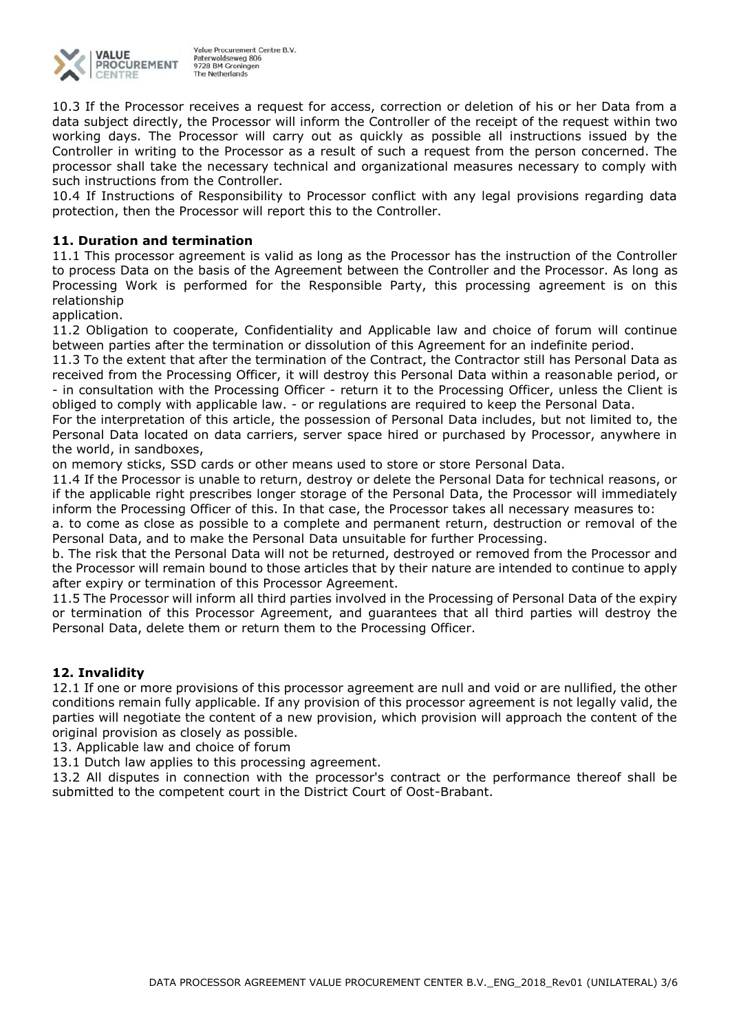10.3 If the Processor receives a request for access, correction or deletion of his or her Data from a data subject directly, the Processor will inform the Controller of the receipt of the request within two working days. The Processor will carry out as quickly as possible all instructions issued by the Controller in writing to the Processor as a result of such a request from the person concerned. The processor shall take the necessary technical and organizational measures necessary to comply with such instructions from the Controller.

10.4 If Instructions of Responsibility to Processor conflict with any legal provisions regarding data protection, then the Processor will report this to the Controller.

**11. Duration and termination**

11.1 This processor agreement is valid as long as the Processor has the instruction of the Controller to process Data on the basis of the Agreement between the Controller and the Processor. As long as Processing Work is performed for the Responsible Party, this processing agreement is on this relationship
application.

11.2 Obligation to cooperate, Confidentiality and Applicable law and choice of forum will continue between parties after the termination or dissolution of this Agreement for an indefinite period.

11.3 To the extent that after the termination of the Contract, the Contractor still has Personal Data as received from the Processing Officer, it will destroy this Personal Data within a reasonable period, or - in consultation with the Processing Officer - return it to the Processing Officer, unless the Client is obliged to comply with applicable law. - or regulations are required to keep the Personal Data.

For the interpretation of this article, the possession of Personal Data includes, but not limited to, the Personal Data located on data carriers, server space hired or purchased by Processor, anywhere in the world, in sandboxes,
on memory sticks, SSD cards or other means used to store or store Personal Data.

11.4 If the Processor is unable to return, destroy or delete the Personal Data for technical reasons, or if the applicable right prescribes longer storage of the Personal Data, the Processor will immediately inform the Processing Officer of this. In that case, the Processor takes all necessary measures to:

a. to come as close as possible to a complete and permanent return, destruction or removal of the Personal Data, and to make the Personal Data unsuitable for further Processing.

b. The risk that the Personal Data will not be returned, destroyed or removed from the Processor and the Processor will remain bound to those articles that by their nature are intended to continue to apply after expiry or termination of this Processor Agreement.

11.5 The Processor will inform all third parties involved in the Processing of Personal Data of the expiry or termination of this Processor Agreement, and guarantees that all third parties will destroy the Personal Data, delete them or return them to the Processing Officer.

**12. Invalidity**

12.1 If one or more provisions of this processor agreement are null and void or are nullified, the other conditions remain fully applicable. If any provision of this processor agreement is not legally valid, the parties will negotiate the content of a new provision, which provision will approach the content of the original provision as closely as possible.

13. Applicable law and choice of forum

13.1 Dutch law applies to this processing agreement.

13.2 All disputes in connection with the processor's contract or the performance thereof shall be submitted to the competent court in the District Court of Oost-Brabant.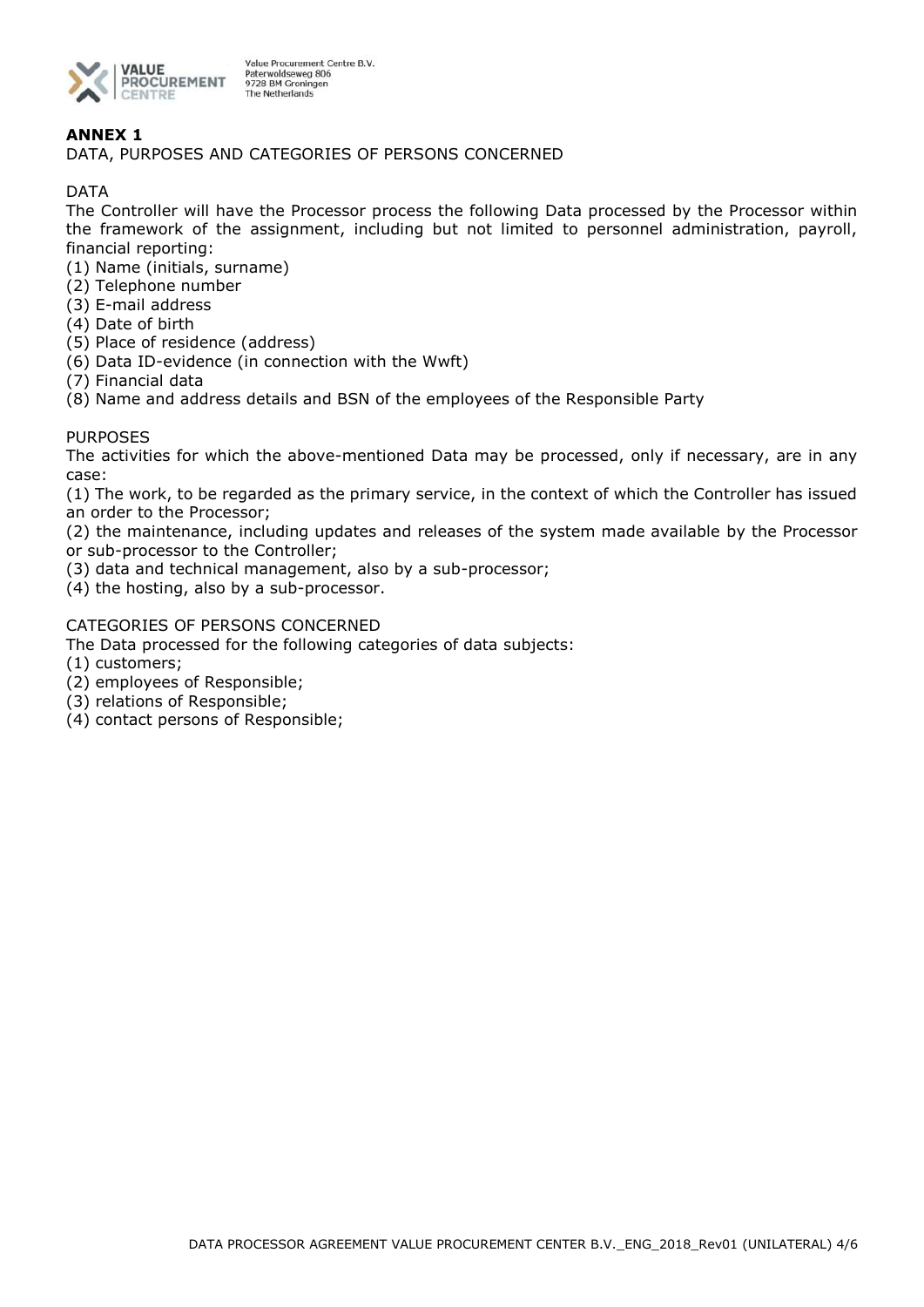## ANNEX 1

DATA, PURPOSES AND CATEGORIES OF PERSONS CONCERNED

DATA

The Controller will have the Processor process the following Data processed by the Processor within the framework of the assignment, including but not limited to personnel administration, payroll, financial reporting:

(1) Name (initials, surname)
(2) Telephone number
(3) E-mail address
(4) Date of birth
(5) Place of residence (address)
(6) Data ID-evidence (in connection with the Wwft)
(7) Financial data
(8) Name and address details and BSN of the employees of the Responsible Party

PURPOSES

The activities for which the above-mentioned Data may be processed, only if necessary, are in any case:

(1) The work, to be regarded as the primary service, in the context of which the Controller has issued an order to the Processor;
(2) the maintenance, including updates and releases of the system made available by the Processor or sub-processor to the Controller;
(3) data and technical management, also by a sub-processor;
(4) the hosting, also by a sub-processor.

CATEGORIES OF PERSONS CONCERNED

The Data processed for the following categories of data subjects:

(1) customers;
(2) employees of Responsible;
(3) relations of Responsible;
(4) contact persons of Responsible;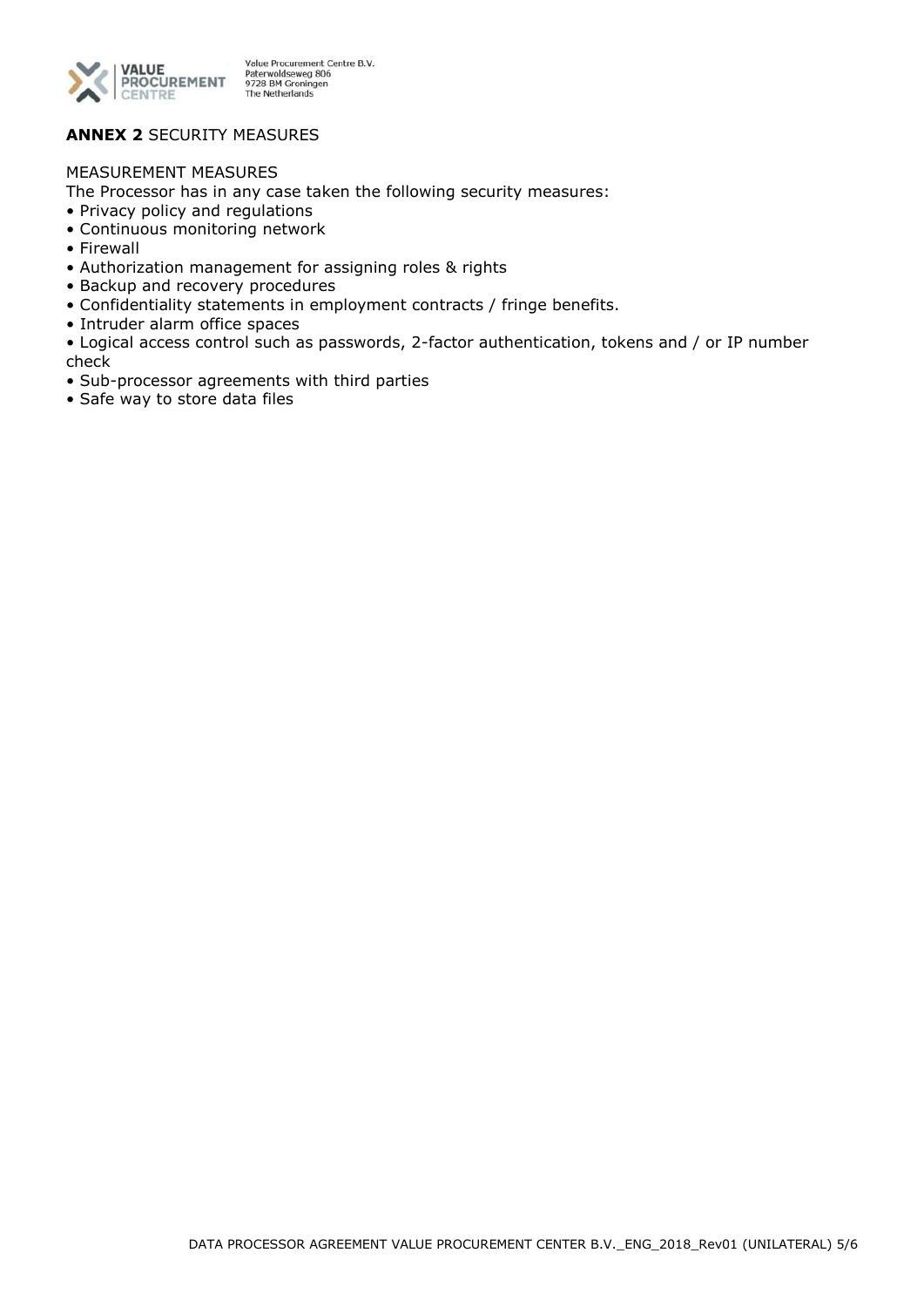**ANNEX 2** SECURITY MEASURES

MEASUREMENT MEASURES

The Processor has in any case taken the following security measures:

- Privacy policy and regulations
- Continuous monitoring network
- Firewall
- Authorization management for assigning roles & rights
- Backup and recovery procedures
- Confidentiality statements in employment contracts / fringe benefits.
- Intruder alarm office spaces
- Logical access control such as passwords, 2-factor authentication, tokens and / or IP number check
- Sub-processor agreements with third parties
- Safe way to store data files